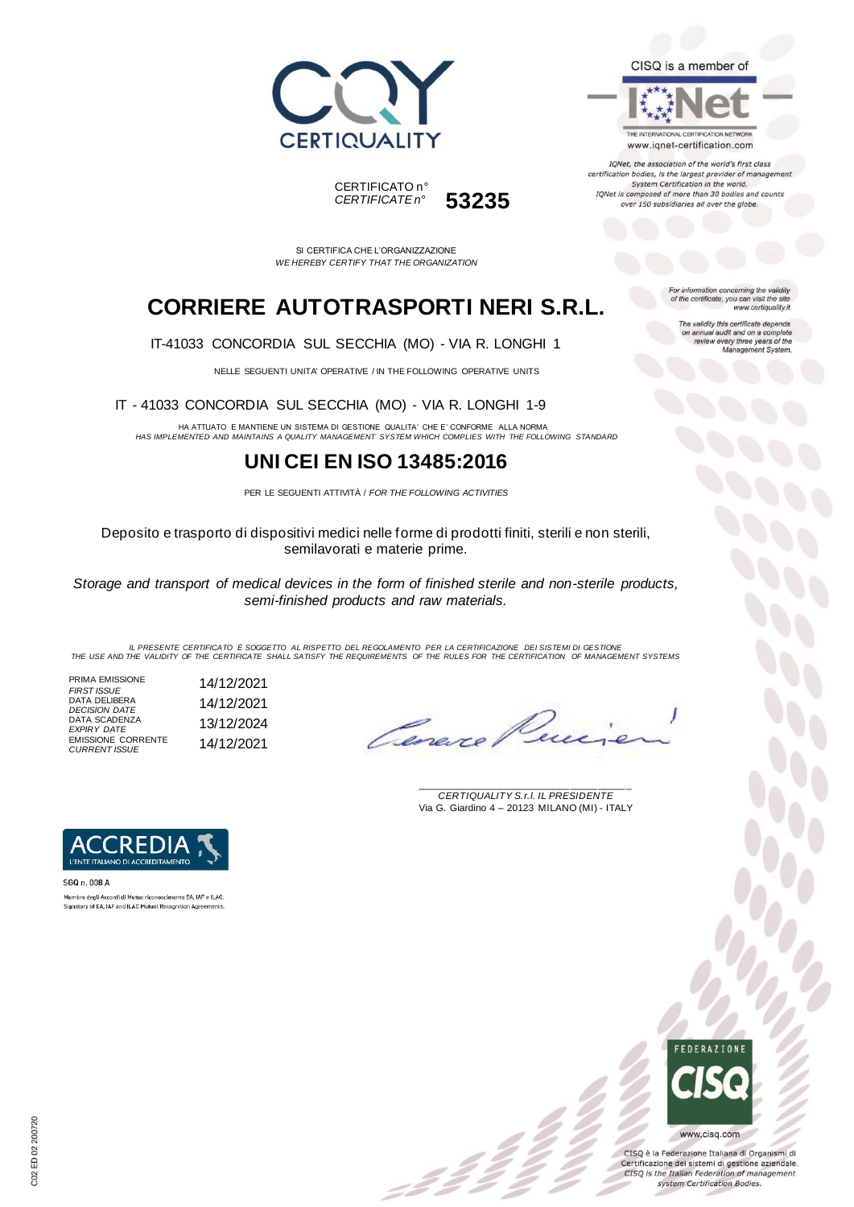CERTIQUALITY

CISQ is a member of

IQNet

THE INTERNATIONAL CERTIFICATION NETWORK
www.iqnet-certification.com

*IQNet, the association of the world's first class certification bodies, is the largest provider of management System Certification in the world. IQNet is composed of more than 30 bodies and counts over 150 subsidiaries all over the globe.*

CERTIFICATO n°
*CERTIFICATE n°* **53235**

SI CERTIFICA CHE L'ORGANIZZAZIONE
*WE HEREBY CERTIFY THAT THE ORGANIZATION*

# CORRIERE AUTOTRASPORTI NERI S.R.L.

IT-41033 CONCORDIA SUL SECCHIA (MO) - VIA R. LONGHI 1

NELLE SEGUENTI UNITA' OPERATIVE / IN THE FOLLOWING OPERATIVE UNITS

IT - 41033 CONCORDIA SUL SECCHIA (MO) - VIA R. LONGHI 1-9

HA ATTUATO E MANTIENE UN SISTEMA DI GESTIONE QUALITA' CHE E' CONFORME ALLA NORMA
*HAS IMPLEMENTED AND MAINTAINS A QUALITY MANAGEMENT SYSTEM WHICH COMPLIES WITH THE FOLLOWING STANDARD*

# UNI CEI EN ISO 13485:2016

PER LE SEGUENTI ATTIVITÀ / *FOR THE FOLLOWING ACTIVITIES*

Deposito e trasporto di dispositivi medici nelle forme di prodotti finiti, sterili e non sterili, semilavorati e materie prime.

*Storage and transport of medical devices in the form of finished sterile and non-sterile products, semi-finished products and raw materials.*

*For information concerning the validity of the certificate, you can visit the site www.certiquality.it*

*The validity this certificate depends on annual audit and on a complete review every three years of the Management System.*

*IL PRESENTE CERTIFICATO È SOGGETTO AL RISPETTO DEL REGOLAMENTO PER LA CERTIFICAZIONE DEI SISTEMI DI GESTIONE*
*THE USE AND THE VALIDITY OF THE CERTIFICATE SHALL SATISFY THE REQUIREMENTS OF THE RULES FOR THE CERTIFICATION OF MANAGEMENT SYSTEMS*

| | |
|---|---|
| PRIMA EMISSIONE *FIRST ISSUE* | 14/12/2021 |
| DATA DELIBERA *DECISION DATE* | 14/12/2021 |
| DATA SCADENZA *EXPIRY DATE* | 13/12/2024 |
| EMISSIONE CORRENTE *CURRENT ISSUE* | 14/12/2021 |

*CERTIQUALITY S.r.l. IL PRESIDENTE*
Via G. Giardino 4 – 20123 MILANO (MI) - ITALY

ACCREDIA
L'ENTE ITALIANO DI ACCREDITAMENTO

SGQ n. 008 A

Membro degli Accordi di Mutuo riconoscimento EA, IAF e ILAC.
Signatory of EA, IAF and ILAC Mutual Recognition Agreements.

FEDERAZIONE CISQ

www.cisq.com

CISQ è la Federazione Italiana di Organismi di Certificazione dei sistemi di gestione aziendale.
*CISQ is the Italian Federation of management system Certification Bodies.*

C02 ED 02 200720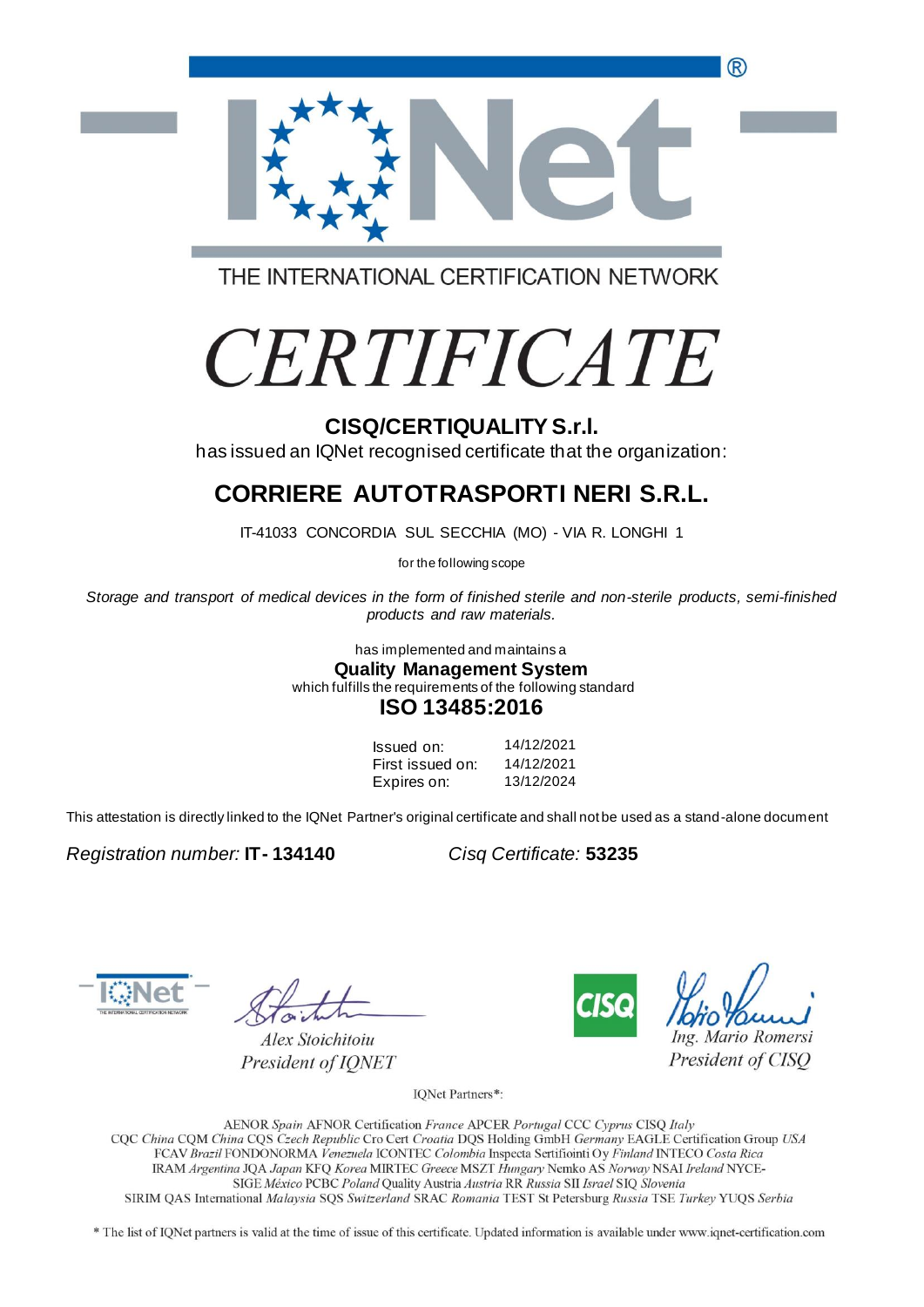THE INTERNATIONAL CERTIFICATION NETWORK

# CERTIFICATE

**CISQ/CERTIQUALITY S.r.l.**

has issued an IQNet recognised certificate that the organization:

## CORRIERE AUTOTRASPORTI NERI S.R.L.

IT-41033 CONCORDIA SUL SECCHIA (MO) - VIA R. LONGHI 1

for the following scope

*Storage and transport of medical devices in the form of finished sterile and non-sterile products, semi-finished products and raw materials.*

has implemented and maintains a

**Quality Management System**

which fulfills the requirements of the following standard

**ISO 13485:2016**

| | |
|---|---|
| Issued on: | 14/12/2021 |
| First issued on: | 14/12/2021 |
| Expires on: | 13/12/2024 |

This attestation is directly linked to the IQNet Partner's original certificate and shall not be used as a stand-alone document

*Registration number:* **IT - 134140**

*Cisq Certificate:* **53235**

*Alex Stoichitoiu*
*President of IQNET*

*Ing. Mario Romersi*
*President of CISQ*

IQNet Partners*:

AENOR *Spain* AFNOR Certification *France* APCER *Portugal* CCC *Cyprus* CISQ *Italy*
CQC *China* CQM *China* CQS *Czech Republic* Cro Cert *Croatia* DQS Holding GmbH *Germany* EAGLE Certification Group *USA*
FCAV *Brazil* FONDONORMA *Venezuela* ICONTEC *Colombia* Inspecta Sertifiointi Oy *Finland* INTECO *Costa Rica*
IRAM *Argentina* JQA *Japan* KFQ *Korea* MIRTEC *Greece* MSZT *Hungary* Nemko AS *Norway* NSAI *Ireland* NYCE-SIGE *México* PCBC *Poland* Quality Austria *Austria* RR *Russia* SII *Israel* SIQ *Slovenia*
SIRIM QAS International *Malaysia* SQS *Switzerland* SRAC *Romania* TEST St Petersburg *Russia* TSE *Turkey* YUQS *Serbia*

* The list of IQNet partners is valid at the time of issue of this certificate. Updated information is available under www.iqnet-certification.com